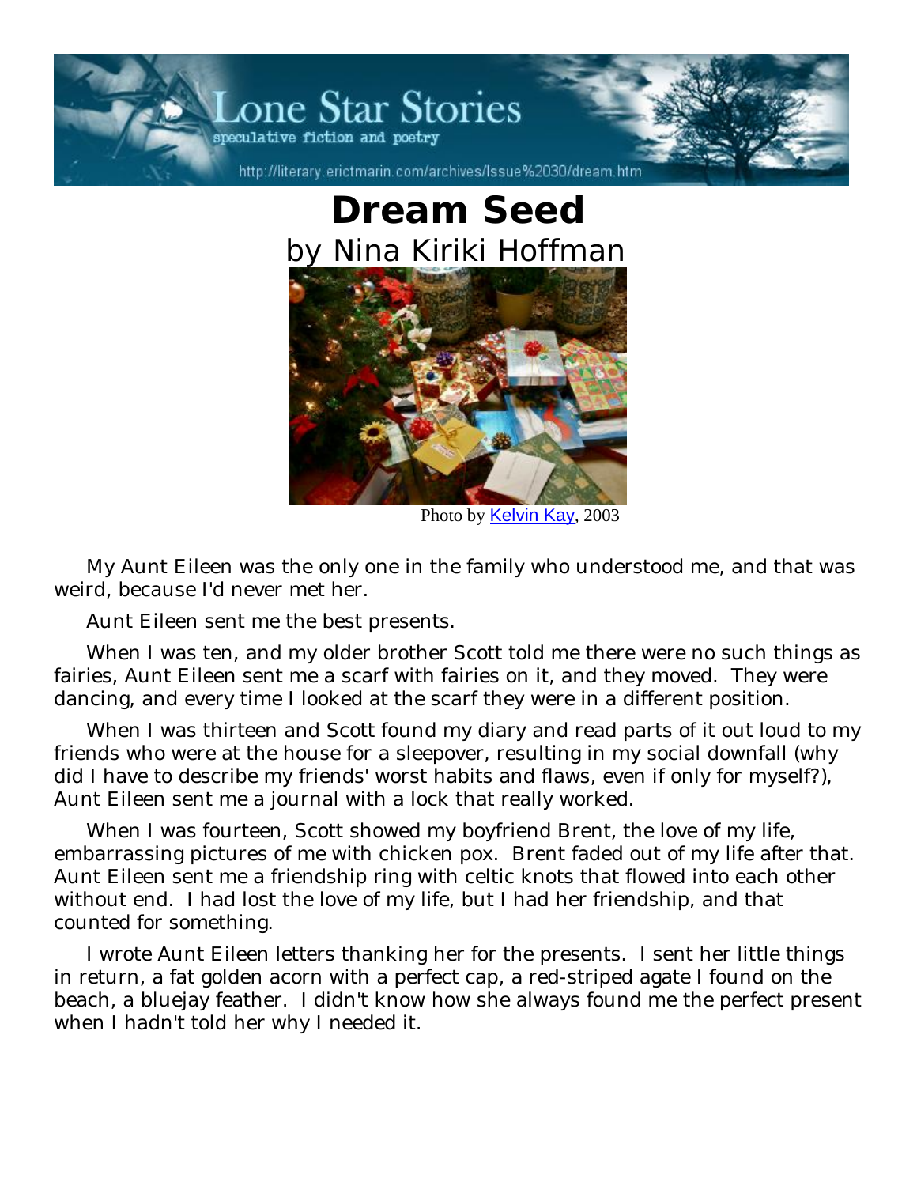# Dream Seed

## by Nina Kiriki Hoffman

Photo by Kelvin Kay, 2003

My Aunt Eileen was the only one in the family who understood me, and that was weird, because I'd never met her.

Aunt Eileen sent me the best presents.

When I was ten, and my older brother Scott told me there were no such things as fairies, Aunt Eileen sent me a scarf with fairies on it, and they moved. They were dancing, and every time I looked at the scarf they were in a different position.

When I was thirteen and Scott found my diary and read parts of it out loud to my friends who were at the house for a sleepover, resulting in my social downfall (why did I have to describe my friends' worst habits and flaws, even if only for myself?), Aunt Eileen sent me a journal with a lock that really worked.

When I was fourteen, Scott showed my boyfriend Brent, the love of my life, embarrassing pictures of me with chicken pox. Brent faded out of my life after that. Aunt Eileen sent me a friendship ring with celtic knots that flowed into each other without end. I had lost the love of my life, but I had her friendship, and that counted for something.

I wrote Aunt Eileen letters thanking her for the presents. I sent her little things in return, a fat golden acorn with a perfect cap, a red-striped agate I found on the beach, a bluejay feather. I didn't know how she always found me the perfect present when I hadn't told her why I needed it.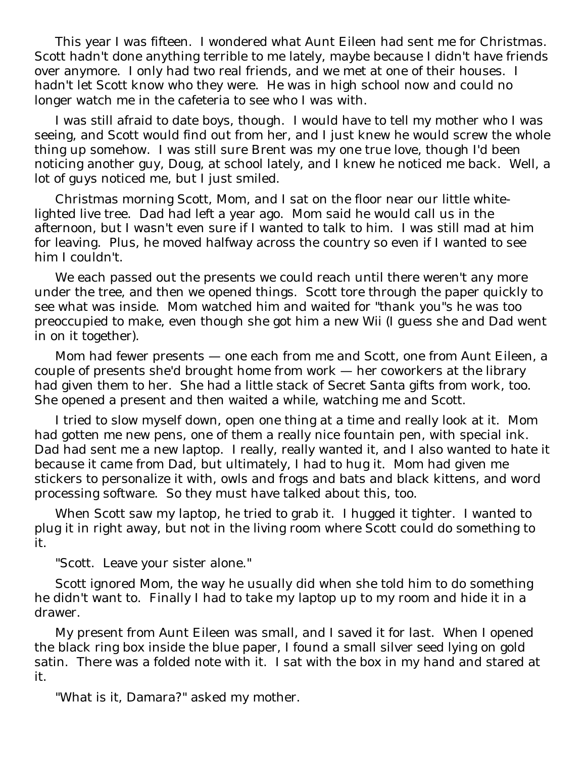This year I was fifteen. I wondered what Aunt Eileen had sent me for Christmas. Scott hadn't done anything terrible to me lately, maybe because I didn't have friends over anymore. I only had two real friends, and we met at one of their houses. I hadn't let Scott know who they were. He was in high school now and could no longer watch me in the cafeteria to see who I was with.

I was still afraid to date boys, though. I would have to tell my mother who I was seeing, and Scott would find out from her, and I just knew he would screw the whole thing up somehow. I was still sure Brent was my one true love, though I'd been noticing another guy, Doug, at school lately, and I knew he noticed me back. Well, a lot of guys noticed me, but I just smiled.

Christmas morning Scott, Mom, and I sat on the floor near our little white-lighted live tree. Dad had left a year ago. Mom said he would call us in the afternoon, but I wasn't even sure if I wanted to talk to him. I was still mad at him for leaving. Plus, he moved halfway across the country so even if I wanted to see him I couldn't.

We each passed out the presents we could reach until there weren't any more under the tree, and then we opened things. Scott tore through the paper quickly to see what was inside. Mom watched him and waited for "thank you"s he was too preoccupied to make, even though she got him a new Wii (I guess she and Dad went in on it together).

Mom had fewer presents — one each from me and Scott, one from Aunt Eileen, a couple of presents she'd brought home from work — her coworkers at the library had given them to her. She had a little stack of Secret Santa gifts from work, too. She opened a present and then waited a while, watching me and Scott.

I tried to slow myself down, open one thing at a time and really look at it. Mom had gotten me new pens, one of them a really nice fountain pen, with special ink. Dad had sent me a new laptop. I really, really wanted it, and I also wanted to hate it because it came from Dad, but ultimately, I had to hug it. Mom had given me stickers to personalize it with, owls and frogs and bats and black kittens, and word processing software. So they must have talked about this, too.

When Scott saw my laptop, he tried to grab it. I hugged it tighter. I wanted to plug it in right away, but not in the living room where Scott could do something to it.

"Scott. Leave your sister alone."

Scott ignored Mom, the way he usually did when she told him to do something he didn't want to. Finally I had to take my laptop up to my room and hide it in a drawer.

My present from Aunt Eileen was small, and I saved it for last. When I opened the black ring box inside the blue paper, I found a small silver seed lying on gold satin. There was a folded note with it. I sat with the box in my hand and stared at it.

"What is it, Damara?" asked my mother.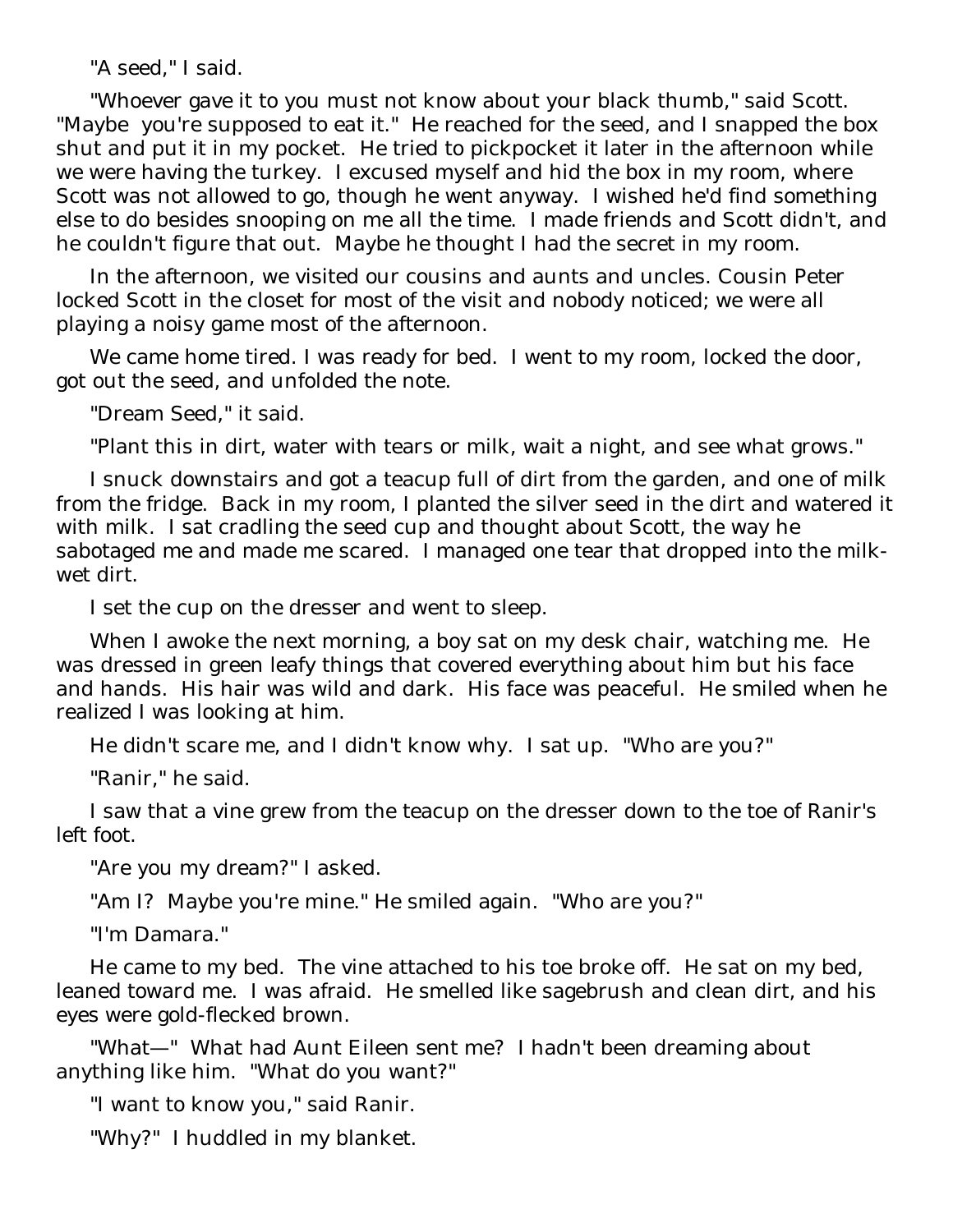"A seed," I said.

"Whoever gave it to you must not know about your black thumb," said Scott. "Maybe you're supposed to eat it." He reached for the seed, and I snapped the box shut and put it in my pocket. He tried to pickpocket it later in the afternoon while we were having the turkey. I excused myself and hid the box in my room, where Scott was not allowed to go, though he went anyway. I wished he'd find something else to do besides snooping on me all the time. I made friends and Scott didn't, and he couldn't figure that out. Maybe he thought I had the secret in my room.

In the afternoon, we visited our cousins and aunts and uncles. Cousin Peter locked Scott in the closet for most of the visit and nobody noticed; we were all playing a noisy game most of the afternoon.

We came home tired. I was ready for bed. I went to my room, locked the door, got out the seed, and unfolded the note.

"Dream Seed," it said.

"Plant this in dirt, water with tears or milk, wait a night, and see what grows."

I snuck downstairs and got a teacup full of dirt from the garden, and one of milk from the fridge. Back in my room, I planted the silver seed in the dirt and watered it with milk. I sat cradling the seed cup and thought about Scott, the way he sabotaged me and made me scared. I managed one tear that dropped into the milk-wet dirt.

I set the cup on the dresser and went to sleep.

When I awoke the next morning, a boy sat on my desk chair, watching me. He was dressed in green leafy things that covered everything about him but his face and hands. His hair was wild and dark. His face was peaceful. He smiled when he realized I was looking at him.

He didn't scare me, and I didn't know why. I sat up. "Who are you?"

"Ranir," he said.

I saw that a vine grew from the teacup on the dresser down to the toe of Ranir's left foot.

"Are you my dream?" I asked.

"Am I? Maybe you're mine." He smiled again. "Who are you?"

"I'm Damara."

He came to my bed. The vine attached to his toe broke off. He sat on my bed, leaned toward me. I was afraid. He smelled like sagebrush and clean dirt, and his eyes were gold-flecked brown.

"What—" What had Aunt Eileen sent me? I hadn't been dreaming about anything like him. "What do you want?"

"I want to know you," said Ranir.

"Why?" I huddled in my blanket.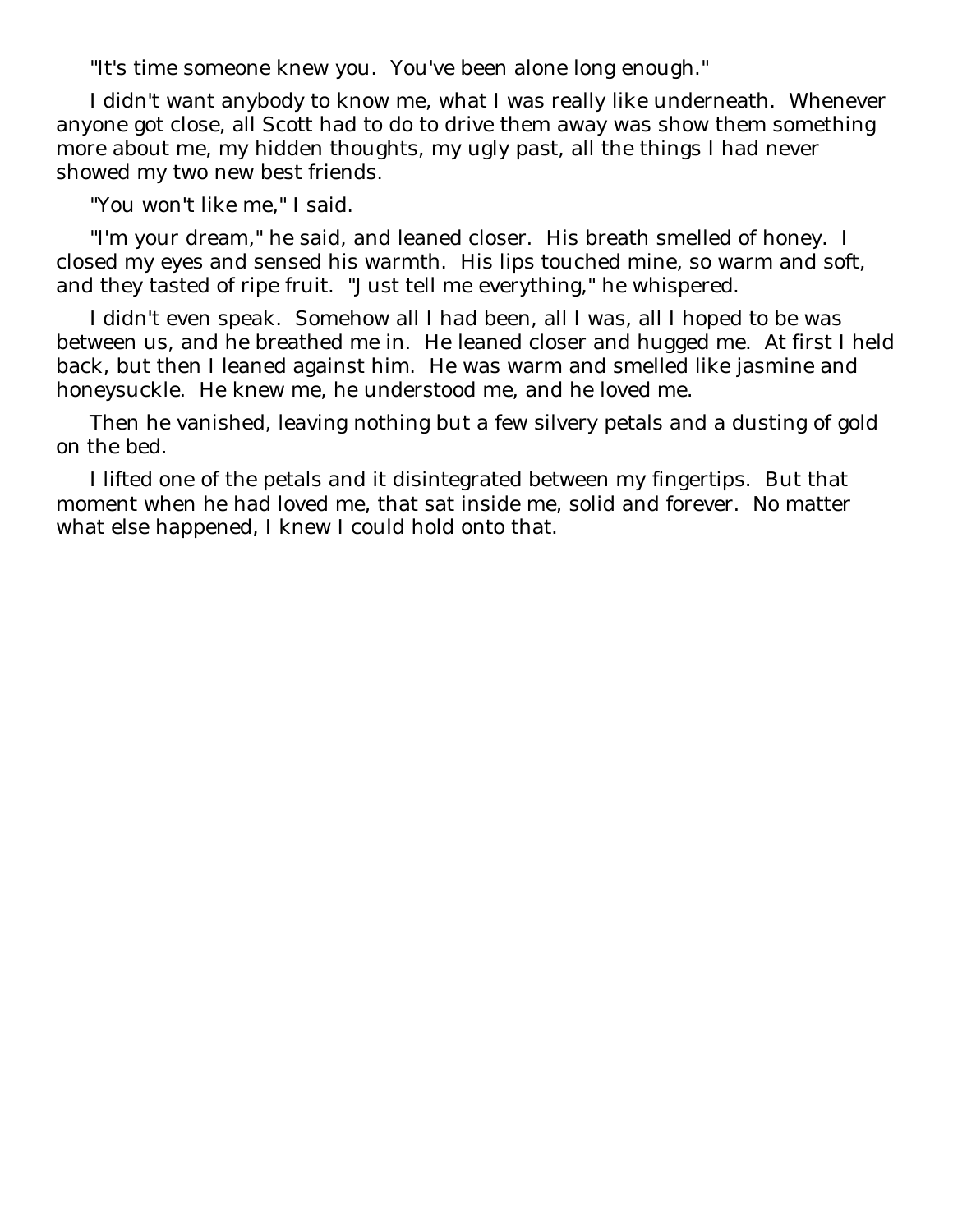"It's time someone knew you. You've been alone long enough."

I didn't want anybody to know me, what I was really like underneath. Whenever anyone got close, all Scott had to do to drive them away was show them something more about me, my hidden thoughts, my ugly past, all the things I had never showed my two new best friends.

"You won't like me," I said.

"I'm your dream," he said, and leaned closer. His breath smelled of honey. I closed my eyes and sensed his warmth. His lips touched mine, so warm and soft, and they tasted of ripe fruit. "Just tell me everything," he whispered.

I didn't even speak. Somehow all I had been, all I was, all I hoped to be was between us, and he breathed me in. He leaned closer and hugged me. At first I held back, but then I leaned against him. He was warm and smelled like jasmine and honeysuckle. He knew me, he understood me, and he loved me.

Then he vanished, leaving nothing but a few silvery petals and a dusting of gold on the bed.

I lifted one of the petals and it disintegrated between my fingertips. But that moment when he had loved me, that sat inside me, solid and forever. No matter what else happened, I knew I could hold onto that.